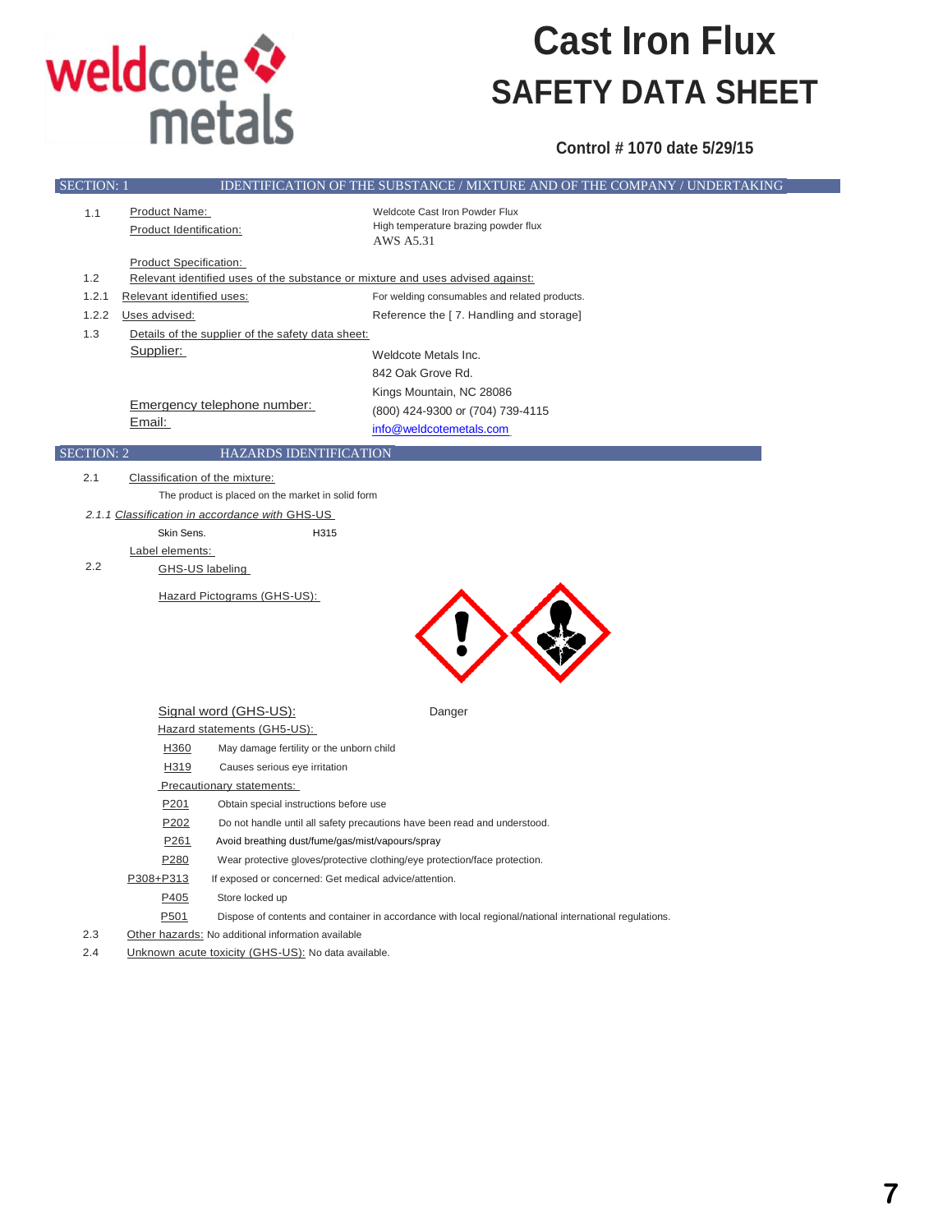weldcote metals

# Cast Iron Flux

# SAFETY DATA SHEET

**Control # 1070 date 5/29/15**

## SECTION: 1 IDENTIFICATION OF THE SUBSTANCE / MIXTURE AND OF THE COMPANY / UNDERTAKING

1.1 Product Name: Weldcote Cast Iron Powder Flux

Product Identification: High temperature brazing powder flux
AWS A5.31

Product Specification:

1.2 Relevant identified uses of the substance or mixture and uses advised against:

1.2.1 Relevant identified uses: For welding consumables and related products.

1.2.2 Uses advised: Reference the [ 7. Handling and storage]

1.3 Details of the supplier of the safety data sheet:

Supplier:
Weldcote Metals Inc.
842 Oak Grove Rd.
Kings Mountain, NC 28086

Emergency telephone number: (800) 424-9300 or (704) 739-4115

Email: info@weldcotemetals.com

## SECTION: 2 HAZARDS IDENTIFICATION

2.1 Classification of the mixture:

The product is placed on the market in solid form

*2.1.1 Classification in accordance with* GHS-US

Skin Sens. H315

Label elements:

2.2 GHS-US labeling

Hazard Pictograms (GHS-US):

Signal word (GHS-US): Danger

Hazard statements (GH5-US):

| | |
|---|---|
| H360 | May damage fertility or the unborn child |
| H319 | Causes serious eye irritation |

Precautionary statements:

| | |
|---|---|
| P201 | Obtain special instructions before use |
| P202 | Do not handle until all safety precautions have been read and understood. |
| P261 | Avoid breathing dust/fume/gas/mist/vapours/spray |
| P280 | Wear protective gloves/protective clothing/eye protection/face protection. |
| P308+P313 | If exposed or concerned: Get medical advice/attention. |
| P405 | Store locked up |
| P501 | Dispose of contents and container in accordance with local regional/national international regulations. |

2.3 Other hazards: No additional information available

2.4 Unknown acute toxicity (GHS-US): No data available.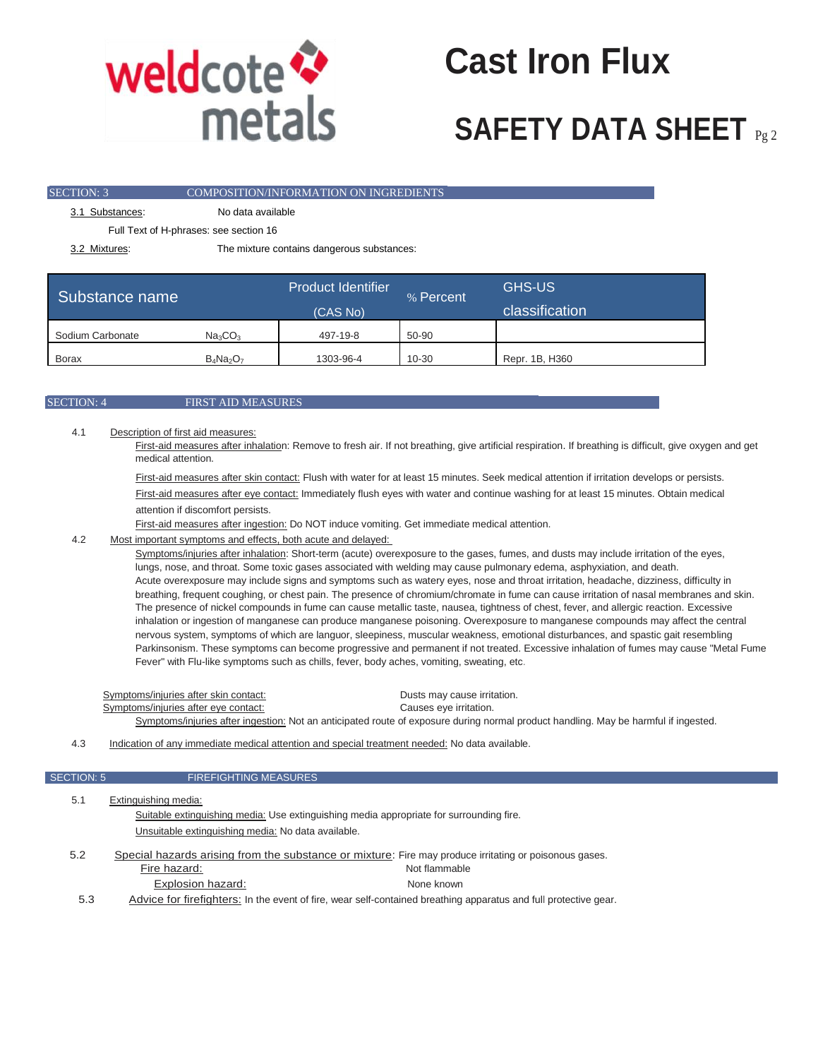## SECTION: 3 COMPOSITION/INFORMATION ON INGREDIENTS

3.1 Substances: No data available

Full Text of H-phrases: see section 16

3.2 Mixtures: The mixture contains dangerous substances:

| Substance name | | Product Identifier (CAS No) | % Percent | GHS-US classification |
|---|---|---|---|---|
| Sodium Carbonate | $Na_3CO_3$ | 497-19-8 | 50-90 | |
| Borax | $B_4Na_2O_7$ | 1303-96-4 | 10-30 | Repr. 1B, H360 |

## SECTION: 4 FIRST AID MEASURES

4.1 Description of first aid measures:

First-aid measures after inhalation: Remove to fresh air. If not breathing, give artificial respiration. If breathing is difficult, give oxygen and get medical attention.

First-aid measures after skin contact: Flush with water for at least 15 minutes. Seek medical attention if irritation develops or persists.

First-aid measures after eye contact: Immediately flush eyes with water and continue washing for at least 15 minutes. Obtain medical attention if discomfort persists.

First-aid measures after ingestion: Do NOT induce vomiting. Get immediate medical attention.

4.2 Most important symptoms and effects, both acute and delayed:

Symptoms/injuries after inhalation: Short-term (acute) overexposure to the gases, fumes, and dusts may include irritation of the eyes, lungs, nose, and throat. Some toxic gases associated with welding may cause pulmonary edema, asphyxiation, and death. Acute overexposure may include signs and symptoms such as watery eyes, nose and throat irritation, headache, dizziness, difficulty in breathing, frequent coughing, or chest pain. The presence of chromium/chromate in fume can cause irritation of nasal membranes and skin. The presence of nickel compounds in fume can cause metallic taste, nausea, tightness of chest, fever, and allergic reaction. Excessive inhalation or ingestion of manganese can produce manganese poisoning. Overexposure to manganese compounds may affect the central nervous system, symptoms of which are languor, sleepiness, muscular weakness, emotional disturbances, and spastic gait resembling Parkinsonism. These symptoms can become progressive and permanent if not treated. Excessive inhalation of fumes may cause "Metal Fume Fever" with Flu-like symptoms such as chills, fever, body aches, vomiting, sweating, etc.

Symptoms/injuries after skin contact: Dusts may cause irritation.

Symptoms/injuries after eye contact: Causes eye irritation.

Symptoms/injuries after ingestion: Not an anticipated route of exposure during normal product handling. May be harmful if ingested.

4.3 Indication of any immediate medical attention and special treatment needed: No data available.

## SECTION: 5 FIREFIGHTING MEASURES

5.1 Extinguishing media:

Suitable extinguishing media: Use extinguishing media appropriate for surrounding fire.

Unsuitable extinguishing media: No data available.

5.2 Special hazards arising from the substance or mixture: Fire may produce irritating or poisonous gases.

Fire hazard: Not flammable

Explosion hazard: None known

5.3 Advice for firefighters: In the event of fire, wear self-contained breathing apparatus and full protective gear.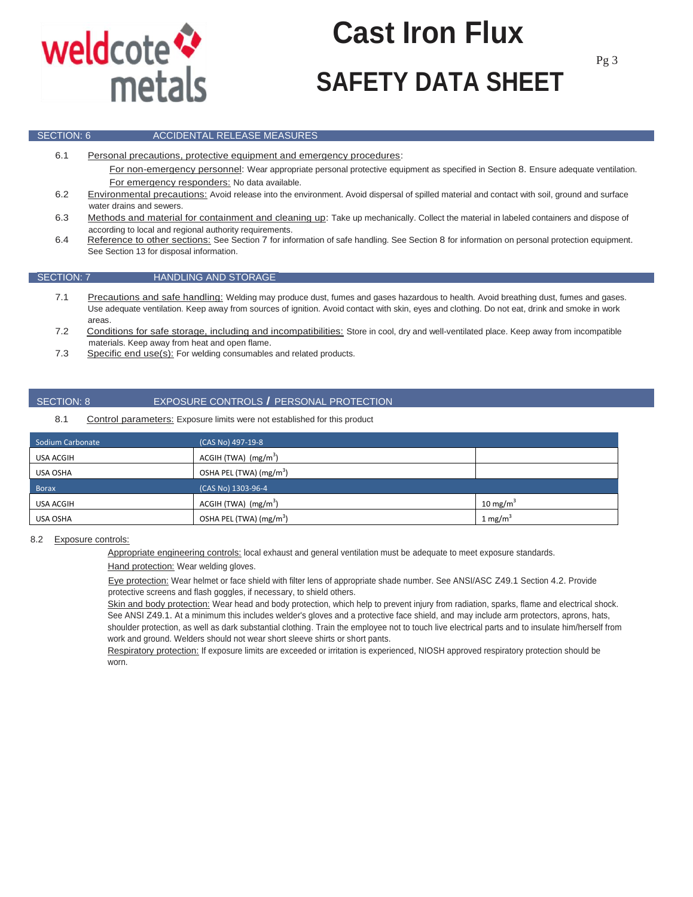## SECTION: 6 ACCIDENTAL RELEASE MEASURES

6.1 Personal precautions, protective equipment and emergency procedures:

For non-emergency personnel: Wear appropriate personal protective equipment as specified in Section 8. Ensure adequate ventilation.

For emergency responders: No data available.

6.2 Environmental precautions: Avoid release into the environment. Avoid dispersal of spilled material and contact with soil, ground and surface water drains and sewers.

6.3 Methods and material for containment and cleaning up: Take up mechanically. Collect the material in labeled containers and dispose of according to local and regional authority requirements.

6.4 Reference to other sections: See Section 7 for information of safe handling. See Section 8 for information on personal protection equipment. See Section 13 for disposal information.

## SECTION: 7 HANDLING AND STORAGE

7.1 Precautions and safe handling: Welding may produce dust, fumes and gases hazardous to health. Avoid breathing dust, fumes and gases. Use adequate ventilation. Keep away from sources of ignition. Avoid contact with skin, eyes and clothing. Do not eat, drink and smoke in work areas.

7.2 Conditions for safe storage, including and incompatibilities: Store in cool, dry and well-ventilated place. Keep away from incompatible materials. Keep away from heat and open flame.

7.3 Specific end use(s): For welding consumables and related products.

## SECTION: 8 EXPOSURE CONTROLS / PERSONAL PROTECTION

8.1 Control parameters: Exposure limits were not established for this product

| Sodium Carbonate | (CAS No) 497-19-8 | |
|---|---|---|
| USA ACGIH | ACGIH (TWA) ($mg/m^3$) | |
| USA OSHA | OSHA PEL (TWA) ($mg/m^3$) | |
| **Borax** | **(CAS No) 1303-96-4** | |
| USA ACGIH | ACGIH (TWA) ($mg/m^3$) | 10 $mg/m^3$ |
| USA OSHA | OSHA PEL (TWA) ($mg/m^3$) | 1 $mg/m^3$ |

8.2 Exposure controls:

Appropriate engineering controls: local exhaust and general ventilation must be adequate to meet exposure standards.

Hand protection: Wear welding gloves.

Eye protection: Wear helmet or face shield with filter lens of appropriate shade number. See ANSI/ASC Z49.1 Section 4.2. Provide protective screens and flash goggles, if necessary, to shield others.

Skin and body protection: Wear head and body protection, which help to prevent injury from radiation, sparks, flame and electrical shock. See ANSI Z49.1. At a minimum this includes welder's gloves and a protective face shield, and may include arm protectors, aprons, hats, shoulder protection, as well as dark substantial clothing. Train the employee not to touch live electrical parts and to insulate him/herself from work and ground. Welders should not wear short sleeve shirts or short pants.

Respiratory protection: If exposure limits are exceeded or irritation is experienced, NIOSH approved respiratory protection should be worn.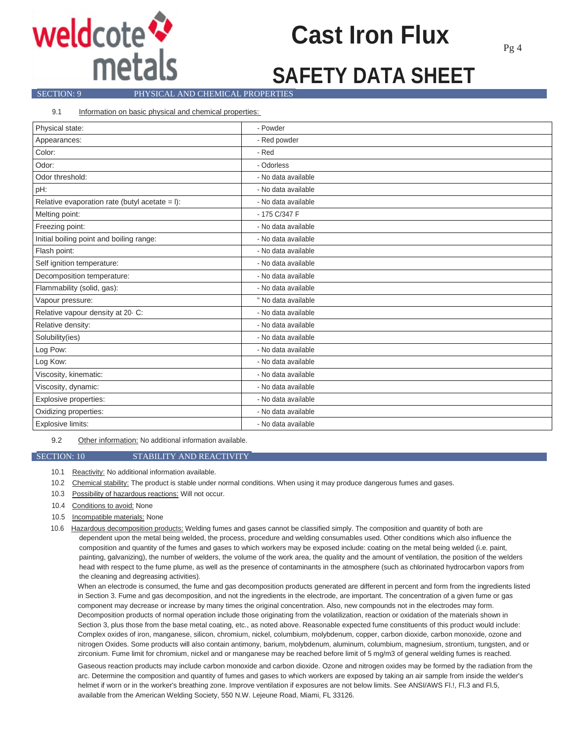## SECTION: 9 PHYSICAL AND CHEMICAL PROPERTIES

9.1 Information on basic physical and chemical properties:

| Property | Value |
|---|---|
| Physical state: | - Powder |
| Appearances: | - Red powder |
| Color: | - Red |
| Odor: | - Odorless |
| Odor threshold: | - No data available |
| pH: | - No data available |
| Relative evaporation rate (butyl acetate = l): | - No data available |
| Melting point: | - 175 C/347 F |
| Freezing point: | - No data available |
| Initial boiling point and boiling range: | - No data available |
| Flash point: | - No data available |
| Self ignition temperature: | - No data available |
| Decomposition temperature: | - No data available |
| Flammability (solid, gas): | - No data available |
| Vapour pressure: | " No data available |
| Relative vapour density at 20· C: | - No data available |
| Relative density: | - No data available |
| Solubility(ies) | - No data available |
| Log Pow: | - No data available |
| Log Kow: | - No data available |
| Viscosity, kinematic: | - No data available |
| Viscosity, dynamic: | - No data available |
| Explosive properties: | - No data available |
| Oxidizing properties: | - No data available |
| Explosive limits: | - No data available |

9.2 Other information: No additional information available.

## SECTION: 10 STABILITY AND REACTIVITY

10.1 Reactivity: No additional information available.

10.2 Chemical stability: The product is stable under normal conditions. When using it may produce dangerous fumes and gases.

10.3 Possibility of hazardous reactions: Will not occur.

10.4 Conditions to avoid: None

10.5 Incompatible materials: None

10.6 Hazardous decomposition products: Welding fumes and gases cannot be classified simply. The composition and quantity of both are dependent upon the metal being welded, the process, procedure and welding consumables used. Other conditions which also influence the composition and quantity of the fumes and gases to which workers may be exposed include: coating on the metal being welded (i.e. paint, painting, galvanizing), the number of welders, the volume of the work area, the quality and the amount of ventilation, the position of the welders head with respect to the fume plume, as well as the presence of contaminants in the atmosphere (such as chlorinated hydrocarbon vapors from the cleaning and degreasing activities).

When an electrode is consumed, the fume and gas decomposition products generated are different in percent and form from the ingredients listed in Section 3. Fume and gas decomposition, and not the ingredients in the electrode, are important. The concentration of a given fume or gas component may decrease or increase by many times the original concentration. Also, new compounds not in the electrodes may form. Decomposition products of normal operation include those originating from the volatilization, reaction or oxidation of the materials shown in Section 3, plus those from the base metal coating, etc., as noted above. Reasonable expected fume constituents of this product would include: Complex oxides of iron, manganese, silicon, chromium, nickel, columbium, molybdenum, copper, carbon dioxide, carbon monoxide, ozone and nitrogen Oxides. Some products will also contain antimony, barium, molybdenum, aluminum, columbium, magnesium, strontium, tungsten, and or zirconium. Fume limit for chromium, nickel and or manganese may be reached before limit of 5 mg/m3 of general welding fumes is reached.

Gaseous reaction products may include carbon monoxide and carbon dioxide. Ozone and nitrogen oxides may be formed by the radiation from the arc. Determine the composition and quantity of fumes and gases to which workers are exposed by taking an air sample from inside the welder's helmet if worn or in the worker's breathing zone. Improve ventilation if exposures are not below limits. See ANSI/AWS Fl.!, Fl.3 and Fl.5, available from the American Welding Society, 550 N.W. Lejeune Road, Miami, FL 33126.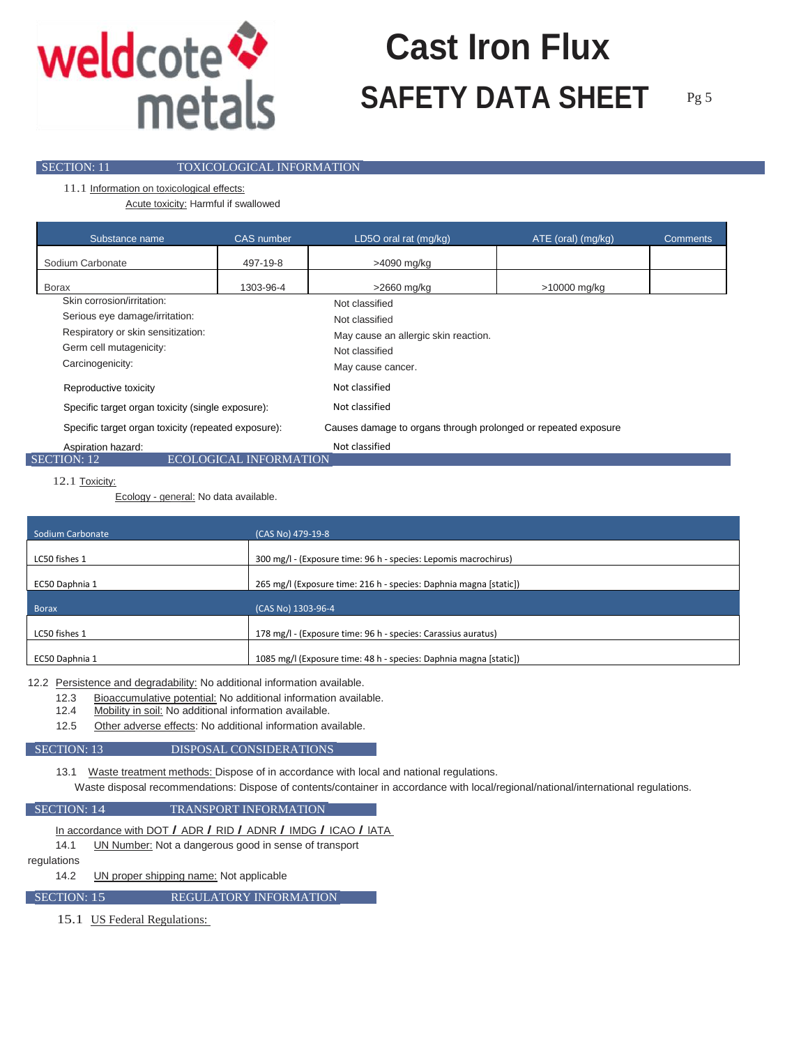## SECTION: 11 TOXICOLOGICAL INFORMATION

11.1 Information on toxicological effects:

Acute toxicity: Harmful if swallowed

| Substance name | CAS number | LD5O oral rat (mg/kg) | ATE (oral) (mg/kg) | Comments |
|---|---|---|---|---|
| Sodium Carbonate | 497-19-8 | >4090 mg/kg | | |
| Borax | 1303-96-4 | >2660 mg/kg | >10000 mg/kg | |

| | |
|---|---|
| Skin corrosion/irritation: | Not classified |
| Serious eye damage/irritation: | Not classified |
| Respiratory or skin sensitization: | May cause an allergic skin reaction. |
| Germ cell mutagenicity: | Not classified |
| Carcinogenicity: | May cause cancer. |
| Reproductive toxicity | Not classified |
| Specific target organ toxicity (single exposure): | Not classified |
| Specific target organ toxicity (repeated exposure): | Causes damage to organs through prolonged or repeated exposure |
| Aspiration hazard: | Not classified |

## SECTION: 12 ECOLOGICAL INFORMATION

12.1 Toxicity:

Ecology - general: No data available.

| Sodium Carbonate | (CAS No) 479-19-8 |
|---|---|
| LC50 fishes 1 | 300 mg/l - (Exposure time: 96 h - species: Lepomis macrochirus) |
| EC50 Daphnia 1 | 265 mg/l (Exposure time: 216 h - species: Daphnia magna [static]) |
| **Borax** | **(CAS No) 1303-96-4** |
| LC50 fishes 1 | 178 mg/l - (Exposure time: 96 h - species: Carassius auratus) |
| EC50 Daphnia 1 | 1085 mg/l (Exposure time: 48 h - species: Daphnia magna [static]) |

12.2 Persistence and degradability: No additional information available.

12.3 Bioaccumulative potential: No additional information available.

12.4 Mobility in soil: No additional information available.

12.5 Other adverse effects: No additional information available.

## SECTION: 13 DISPOSAL CONSIDERATIONS

13.1 Waste treatment methods: Dispose of in accordance with local and national regulations.

Waste disposal recommendations: Dispose of contents/container in accordance with local/regional/national/international regulations.

## SECTION: 14 TRANSPORT INFORMATION

In accordance with DOT / ADR / RID / ADNR / IMDG / ICAO / IATA

14.1 UN Number: Not a dangerous good in sense of transport regulations

14.2 UN proper shipping name: Not applicable

## SECTION: 15 REGULATORY INFORMATION

15.1 US Federal Regulations: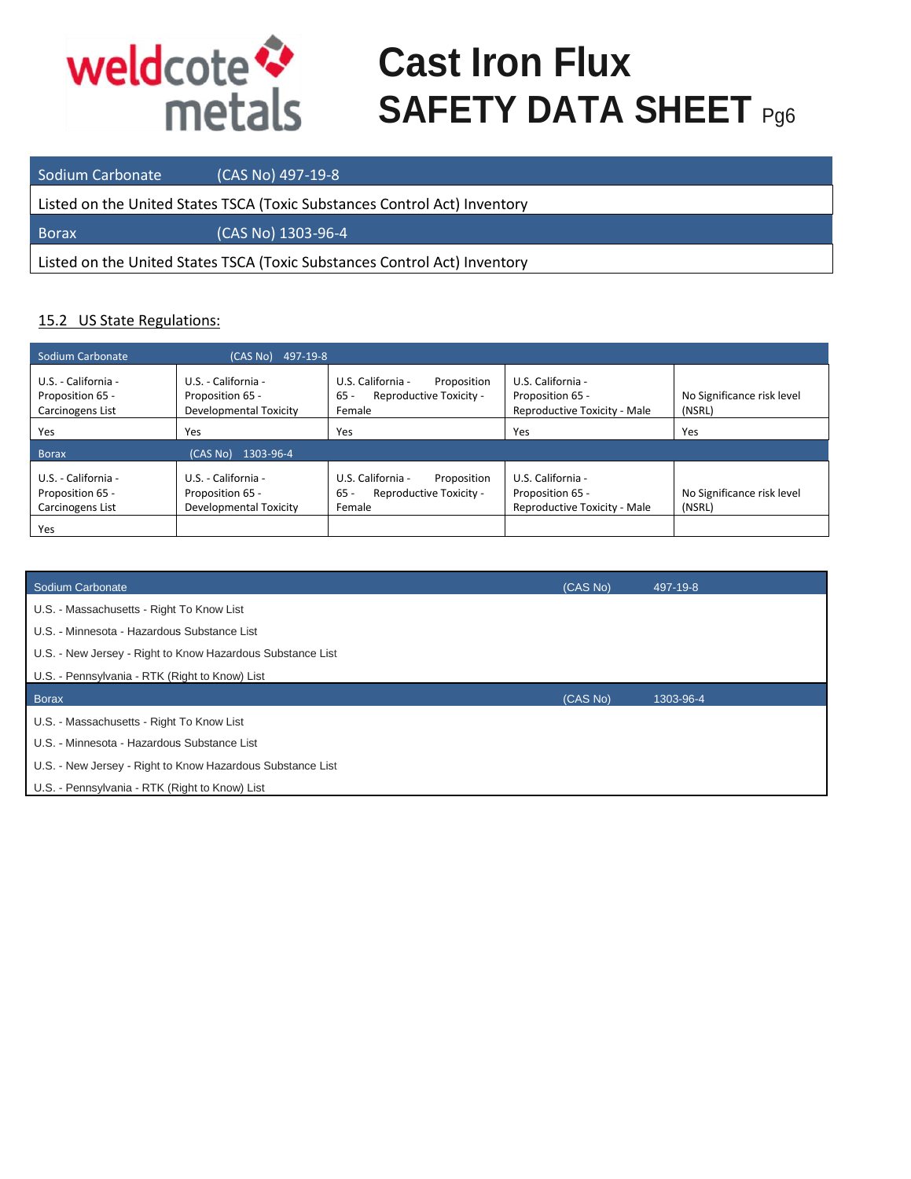| Sodium Carbonate | (CAS No) 497-19-8 |
|---|---|
| Listed on the United States TSCA (Toxic Substances Control Act) Inventory | |
| **Borax** | **(CAS No) 1303-96-4** |
| Listed on the United States TSCA (Toxic Substances Control Act) Inventory | |

## 15.2 US State Regulations:

| Sodium Carbonate | (CAS No) 497-19-8 | | | |
|---|---|---|---|---|
| U.S. - California - Proposition 65 - Carcinogens List | U.S. - California - Proposition 65 - Developmental Toxicity | U.S. California - Proposition 65 - Reproductive Toxicity - Female | U.S. California - Proposition 65 - Reproductive Toxicity - Male | No Significance risk level (NSRL) |
| Yes | Yes | Yes | Yes | Yes |
| **Borax** | **(CAS No) 1303-96-4** | | | |
| U.S. - California - Proposition 65 - Carcinogens List | U.S. - California - Proposition 65 - Developmental Toxicity | U.S. California - Proposition 65 - Reproductive Toxicity - Female | U.S. California - Proposition 65 - Reproductive Toxicity - Male | No Significance risk level (NSRL) |
| Yes | | | | |

| Sodium Carbonate | (CAS No) | 497-19-8 |
|---|---|---|
| U.S. - Massachusetts - Right To Know List | | |
| U.S. - Minnesota - Hazardous Substance List | | |
| U.S. - New Jersey - Right to Know Hazardous Substance List | | |
| U.S. - Pennsylvania - RTK (Right to Know) List | | |
| **Borax** | **(CAS No)** | **1303-96-4** |
| U.S. - Massachusetts - Right To Know List | | |
| U.S. - Minnesota - Hazardous Substance List | | |
| U.S. - New Jersey - Right to Know Hazardous Substance List | | |
| U.S. - Pennsylvania - RTK (Right to Know) List | | |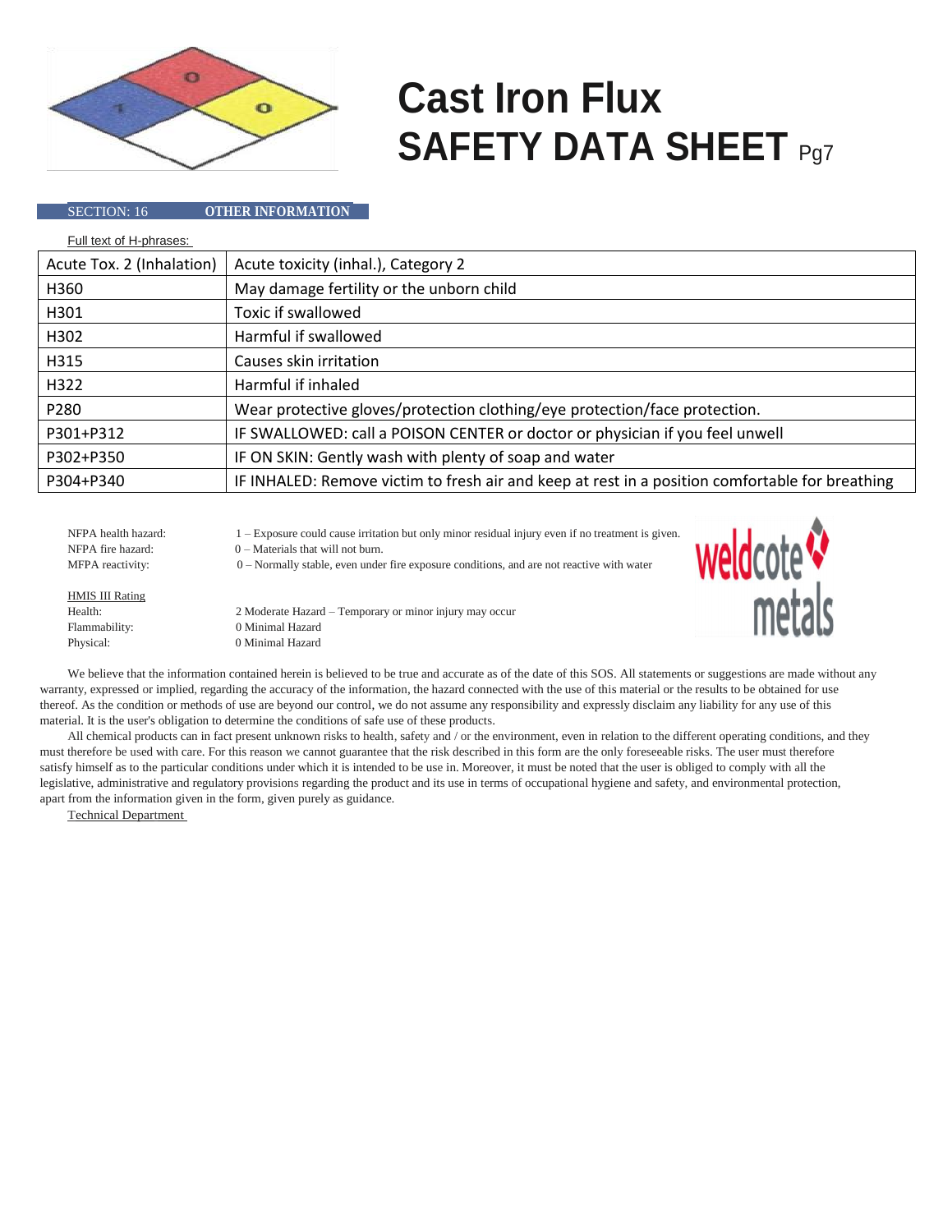# Cast Iron Flux SAFETY DATA SHEET

## SECTION: 16 OTHER INFORMATION

Full text of H-phrases:

| | |
|---|---|
| Acute Tox. 2 (Inhalation) | Acute toxicity (inhal.), Category 2 |
| H360 | May damage fertility or the unborn child |
| H301 | Toxic if swallowed |
| H302 | Harmful if swallowed |
| H315 | Causes skin irritation |
| H322 | Harmful if inhaled |
| P280 | Wear protective gloves/protection clothing/eye protection/face protection. |
| P301+P312 | IF SWALLOWED: call a POISON CENTER or doctor or physician if you feel unwell |
| P302+P350 | IF ON SKIN: Gently wash with plenty of soap and water |
| P304+P340 | IF INHALED: Remove victim to fresh air and keep at rest in a position comfortable for breathing |

NFPA health hazard: 1 – Exposure could cause irritation but only minor residual injury even if no treatment is given.
NFPA fire hazard: 0 – Materials that will not burn.
MFPA reactivity: 0 – Normally stable, even under fire exposure conditions, and are not reactive with water

HMIS III Rating
Health: 2 Moderate Hazard – Temporary or minor injury may occur
Flammability: 0 Minimal Hazard
Physical: 0 Minimal Hazard

We believe that the information contained herein is believed to be true and accurate as of the date of this SOS. All statements or suggestions are made without any warranty, expressed or implied, regarding the accuracy of the information, the hazard connected with the use of this material or the results to be obtained for use thereof. As the condition or methods of use are beyond our control, we do not assume any responsibility and expressly disclaim any liability for any use of this material. It is the user's obligation to determine the conditions of safe use of these products.

All chemical products can in fact present unknown risks to health, safety and / or the environment, even in relation to the different operating conditions, and they must therefore be used with care. For this reason we cannot guarantee that the risk described in this form are the only foreseeable risks. The user must therefore satisfy himself as to the particular conditions under which it is intended to be use in. Moreover, it must be noted that the user is obliged to comply with all the legislative, administrative and regulatory provisions regarding the product and its use in terms of occupational hygiene and safety, and environmental protection, apart from the information given in the form, given purely as guidance.

Technical Department